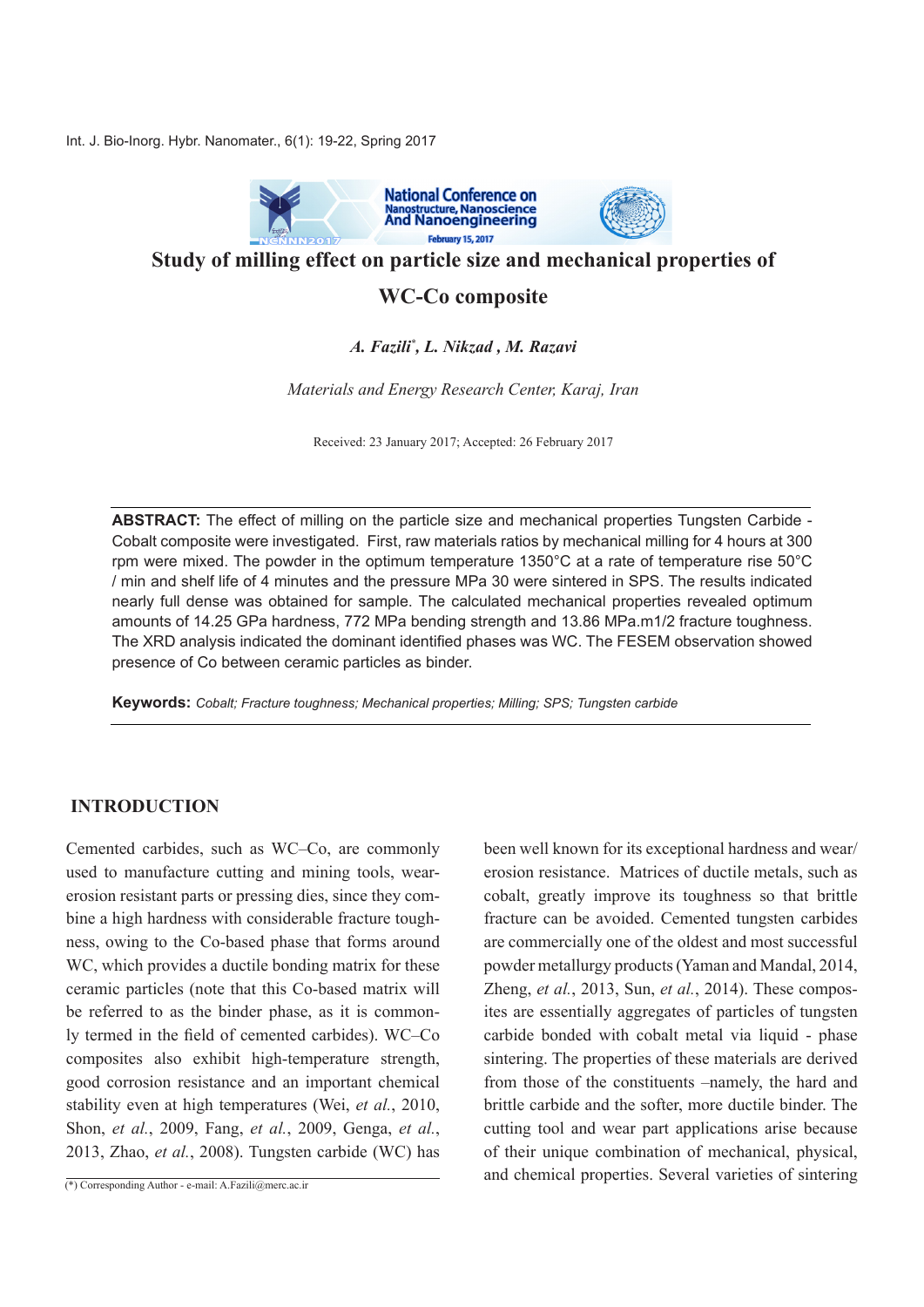# Study of milling effect on particle size and mechanical properties of WC-Co composite

*A. Fazili\*, L. Nikzad, M. Razavi*

*Materials and Energy Research Center, Karaj, Iran*

Received: 23 January 2017; Accepted: 26 February 2017

**ABSTRACT:** The effect of milling on the particle size and mechanical properties Tungsten Carbide - Cobalt composite were investigated. First, raw materials ratios by mechanical milling for 4 hours at 300 rpm were mixed. The powder in the optimum temperature 1350°C at a rate of temperature rise 50°C / min and shelf life of 4 minutes and the pressure MPa 30 were sintered in SPS. The results indicated nearly full dense was obtained for sample. The calculated mechanical properties revealed optimum amounts of 14.25 GPa hardness, 772 MPa bending strength and 13.86 MPa.m1/2 fracture toughness. The XRD analysis indicated the dominant identified phases was WC. The FESEM observation showed presence of Co between ceramic particles as binder.

**Keywords:** *Cobalt; Fracture toughness; Mechanical properties; Milling; SPS; Tungsten carbide*

## INTRODUCTION

Cemented carbides, such as WC–Co, are commonly used to manufacture cutting and mining tools, wear-erosion resistant parts or pressing dies, since they combine a high hardness with considerable fracture toughness, owing to the Co-based phase that forms around WC, which provides a ductile bonding matrix for these ceramic particles (note that this Co-based matrix will be referred to as the binder phase, as it is commonly termed in the field of cemented carbides). WC–Co composites also exhibit high-temperature strength, good corrosion resistance and an important chemical stability even at high temperatures (Wei, *et al.*, 2010, Shon, *et al.*, 2009, Fang, *et al.*, 2009, Genga, *et al.*, 2013, Zhao, *et al.*, 2008). Tungsten carbide (WC) has been well known for its exceptional hardness and wear/erosion resistance. Matrices of ductile metals, such as cobalt, greatly improve its toughness so that brittle fracture can be avoided. Cemented tungsten carbides are commercially one of the oldest and most successful powder metallurgy products (Yaman and Mandal, 2014, Zheng, *et al.*, 2013, Sun, *et al.*, 2014). These composites are essentially aggregates of particles of tungsten carbide bonded with cobalt metal via liquid - phase sintering. The properties of these materials are derived from those of the constituents –namely, the hard and brittle carbide and the softer, more ductile binder. The cutting tool and wear part applications arise because of their unique combination of mechanical, physical, and chemical properties. Several varieties of sintering

(\*) Corresponding Author - e-mail: A.Fazili@merc.ac.ir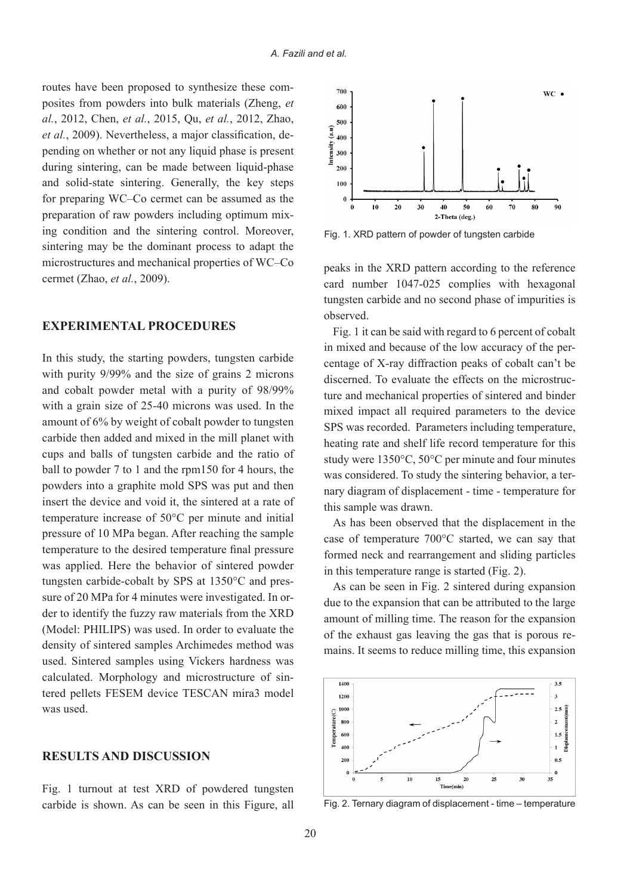routes have been proposed to synthesize these composites from powders into bulk materials (Zheng, *et al.*, 2012, Chen, *et al.*, 2015, Qu, *et al.*, 2012, Zhao, *et al.*, 2009). Nevertheless, a major classification, depending on whether or not any liquid phase is present during sintering, can be made between liquid-phase and solid-state sintering. Generally, the key steps for preparing WC–Co cermet can be assumed as the preparation of raw powders including optimum mixing condition and the sintering control. Moreover, sintering may be the dominant process to adapt the microstructures and mechanical properties of WC–Co cermet (Zhao, *et al.*, 2009).

## EXPERIMENTAL PROCEDURES

In this study, the starting powders, tungsten carbide with purity 9/99% and the size of grains 2 microns and cobalt powder metal with a purity of 98/99% with a grain size of 25-40 microns was used. In the amount of 6% by weight of cobalt powder to tungsten carbide then added and mixed in the mill planet with cups and balls of tungsten carbide and the ratio of ball to powder 7 to 1 and the rpm150 for 4 hours, the powders into a graphite mold SPS was put and then insert the device and void it, the sintered at a rate of temperature increase of 50°C per minute and initial pressure of 10 MPa began. After reaching the sample temperature to the desired temperature final pressure was applied. Here the behavior of sintered powder tungsten carbide-cobalt by SPS at 1350°C and pressure of 20 MPa for 4 minutes were investigated. In order to identify the fuzzy raw materials from the XRD (Model: PHILIPS) was used. In order to evaluate the density of sintered samples Archimedes method was used. Sintered samples using Vickers hardness was calculated. Morphology and microstructure of sintered pellets FESEM device TESCAN mira3 model was used.

## RESULTS AND DISCUSSION

Fig. 1 turnout at test XRD of powdered tungsten carbide is shown. As can be seen in this Figure, all peaks in the XRD pattern according to the reference card number 1047-025 complies with hexagonal tungsten carbide and no second phase of impurities is observed.

Fig. 1. XRD pattern of powder of tungsten carbide

Fig. 1 it can be said with regard to 6 percent of cobalt in mixed and because of the low accuracy of the percentage of X-ray diffraction peaks of cobalt can't be discerned. To evaluate the effects on the microstructure and mechanical properties of sintered and binder mixed impact all required parameters to the device SPS was recorded. Parameters including temperature, heating rate and shelf life record temperature for this study were 1350°C, 50°C per minute and four minutes was considered. To study the sintering behavior, a ternary diagram of displacement - time - temperature for this sample was drawn.

As has been observed that the displacement in the case of temperature 700°C started, we can say that formed neck and rearrangement and sliding particles in this temperature range is started (Fig. 2).

As can be seen in Fig. 2 sintered during expansion due to the expansion that can be attributed to the large amount of milling time. The reason for the expansion of the exhaust gas leaving the gas that is porous remains. It seems to reduce milling time, this expansion

Fig. 2. Ternary diagram of displacement - time – temperature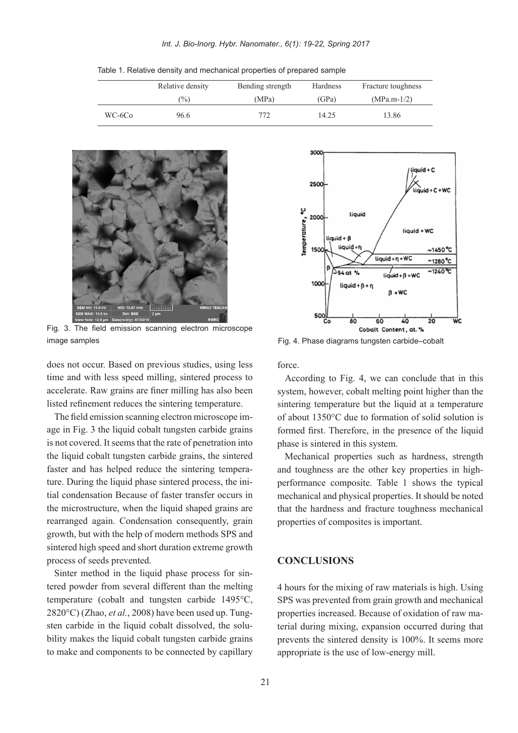Table 1. Relative density and mechanical properties of prepared sample

| | Relative density (%) | Bending strength (MPa) | Hardness (GPa) | Fracture toughness (MPa.m-1/2) |
|---|---|---|---|---|
| WC-6Co | 96.6 | 772 | 14.25 | 13.86 |

Fig. 3. The field emission scanning electron microscope image samples

Fig. 4. Phase diagrams tungsten carbide–cobalt

does not occur. Based on previous studies, using less time and with less speed milling, sintered process to accelerate. Raw grains are finer milling has also been listed refinement reduces the sintering temperature.

The field emission scanning electron microscope image in Fig. 3 the liquid cobalt tungsten carbide grains is not covered. It seems that the rate of penetration into the liquid cobalt tungsten carbide grains, the sintered faster and has helped reduce the sintering temperature. During the liquid phase sintered process, the initial condensation Because of faster transfer occurs in the microstructure, when the liquid shaped grains are rearranged again. Condensation consequently, grain growth, but with the help of modern methods SPS and sintered high speed and short duration extreme growth process of seeds prevented.

Sinter method in the liquid phase process for sintered powder from several different than the melting temperature (cobalt and tungsten carbide 1495°C, 2820°C) (Zhao, *et al.*, 2008) have been used up. Tungsten carbide in the liquid cobalt dissolved, the solubility makes the liquid cobalt tungsten carbide grains to make and components to be connected by capillary force.

According to Fig. 4, we can conclude that in this system, however, cobalt melting point higher than the sintering temperature but the liquid at a temperature of about 1350°C due to formation of solid solution is formed first. Therefore, in the presence of the liquid phase is sintered in this system.

Mechanical properties such as hardness, strength and toughness are the other key properties in high-performance composite. Table 1 shows the typical mechanical and physical properties. It should be noted that the hardness and fracture toughness mechanical properties of composites is important.

## CONCLUSIONS

4 hours for the mixing of raw materials is high. Using SPS was prevented from grain growth and mechanical properties increased. Because of oxidation of raw material during mixing, expansion occurred during that prevents the sintered density is 100%. It seems more appropriate is the use of low-energy mill.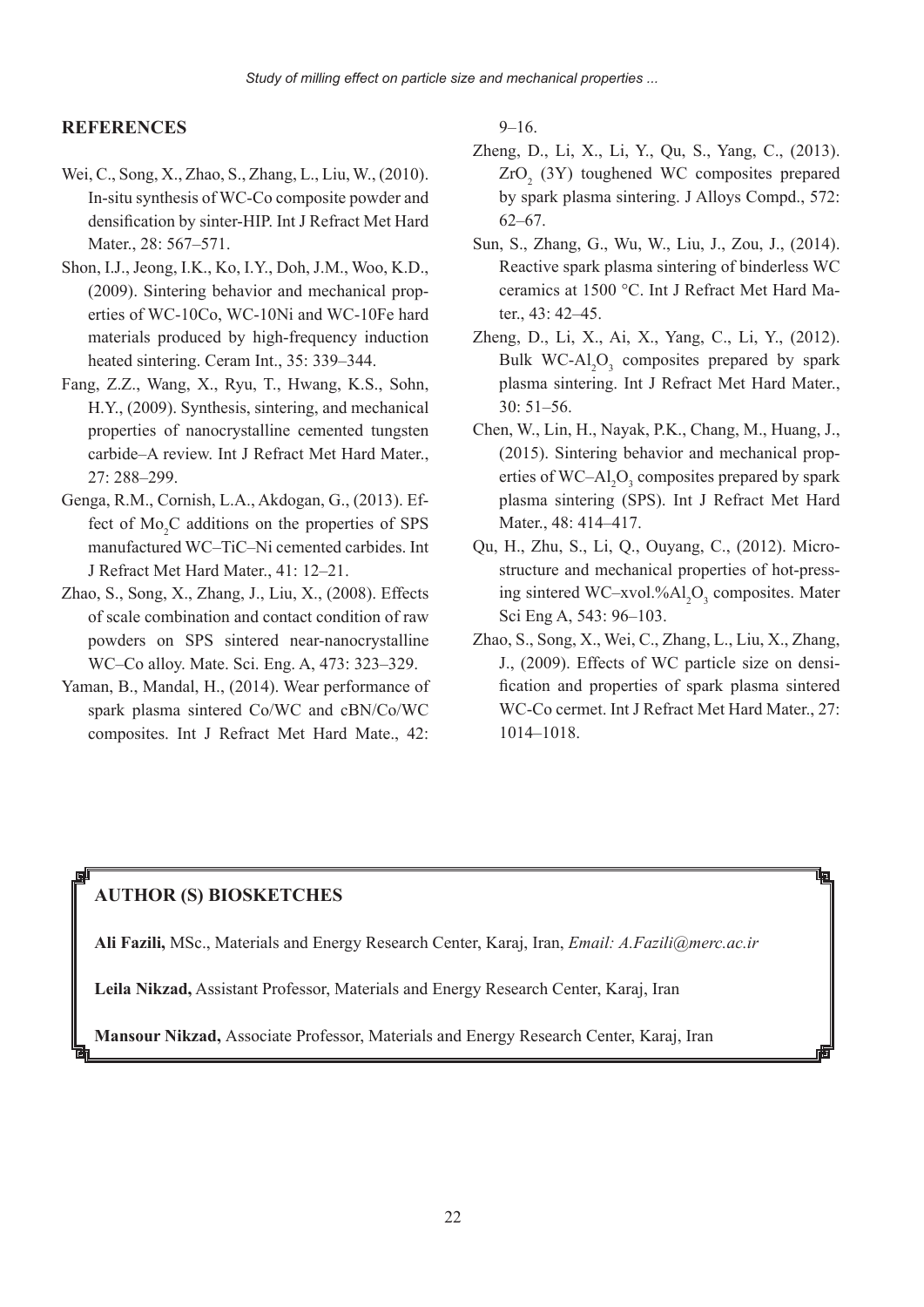## REFERENCES

Wei, C., Song, X., Zhao, S., Zhang, L., Liu, W., (2010). In-situ synthesis of WC-Co composite powder and densification by sinter-HIP. Int J Refract Met Hard Mater., 28: 567–571.

Shon, I.J., Jeong, I.K., Ko, I.Y., Doh, J.M., Woo, K.D., (2009). Sintering behavior and mechanical properties of WC-10Co, WC-10Ni and WC-10Fe hard materials produced by high-frequency induction heated sintering. Ceram Int., 35: 339–344.

Fang, Z.Z., Wang, X., Ryu, T., Hwang, K.S., Sohn, H.Y., (2009). Synthesis, sintering, and mechanical properties of nanocrystalline cemented tungsten carbide–A review. Int J Refract Met Hard Mater., 27: 288–299.

Genga, R.M., Cornish, L.A., Akdogan, G., (2013). Effect of $Mo_2C$ additions on the properties of SPS manufactured WC–TiC–Ni cemented carbides. Int J Refract Met Hard Mater., 41: 12–21.

Zhao, S., Song, X., Zhang, J., Liu, X., (2008). Effects of scale combination and contact condition of raw powders on SPS sintered near-nanocrystalline WC–Co alloy. Mate. Sci. Eng. A, 473: 323–329.

Yaman, B., Mandal, H., (2014). Wear performance of spark plasma sintered Co/WC and cBN/Co/WC composites. Int J Refract Met Hard Mate., 42: 9–16.

Zheng, D., Li, X., Li, Y., Qu, S., Yang, C., (2013). $ZrO_2$ (3Y) toughened WC composites prepared by spark plasma sintering. J Alloys Compd., 572: 62–67.

Sun, S., Zhang, G., Wu, W., Liu, J., Zou, J., (2014). Reactive spark plasma sintering of binderless WC ceramics at 1500 °C. Int J Refract Met Hard Mater., 43: 42–45.

Zheng, D., Li, X., Ai, X., Yang, C., Li, Y., (2012). Bulk WC-$Al_2O_3$ composites prepared by spark plasma sintering. Int J Refract Met Hard Mater., 30: 51–56.

Chen, W., Lin, H., Nayak, P.K., Chang, M., Huang, J., (2015). Sintering behavior and mechanical properties of WC–$Al_2O_3$ composites prepared by spark plasma sintering (SPS). Int J Refract Met Hard Mater., 48: 414–417.

Qu, H., Zhu, S., Li, Q., Ouyang, C., (2012). Microstructure and mechanical properties of hot-pressing sintered WC–xvol.%$Al_2O_3$ composites. Mater Sci Eng A, 543: 96–103.

Zhao, S., Song, X., Wei, C., Zhang, L., Liu, X., Zhang, J., (2009). Effects of WC particle size on densification and properties of spark plasma sintered WC-Co cermet. Int J Refract Met Hard Mater., 27: 1014–1018.

## AUTHOR (S) BIOSKETCHES

**Ali Fazili,** MSc., Materials and Energy Research Center, Karaj, Iran, *Email: A.Fazili@merc.ac.ir*

**Leila Nikzad,** Assistant Professor, Materials and Energy Research Center, Karaj, Iran

**Mansour Nikzad,** Associate Professor, Materials and Energy Research Center, Karaj, Iran